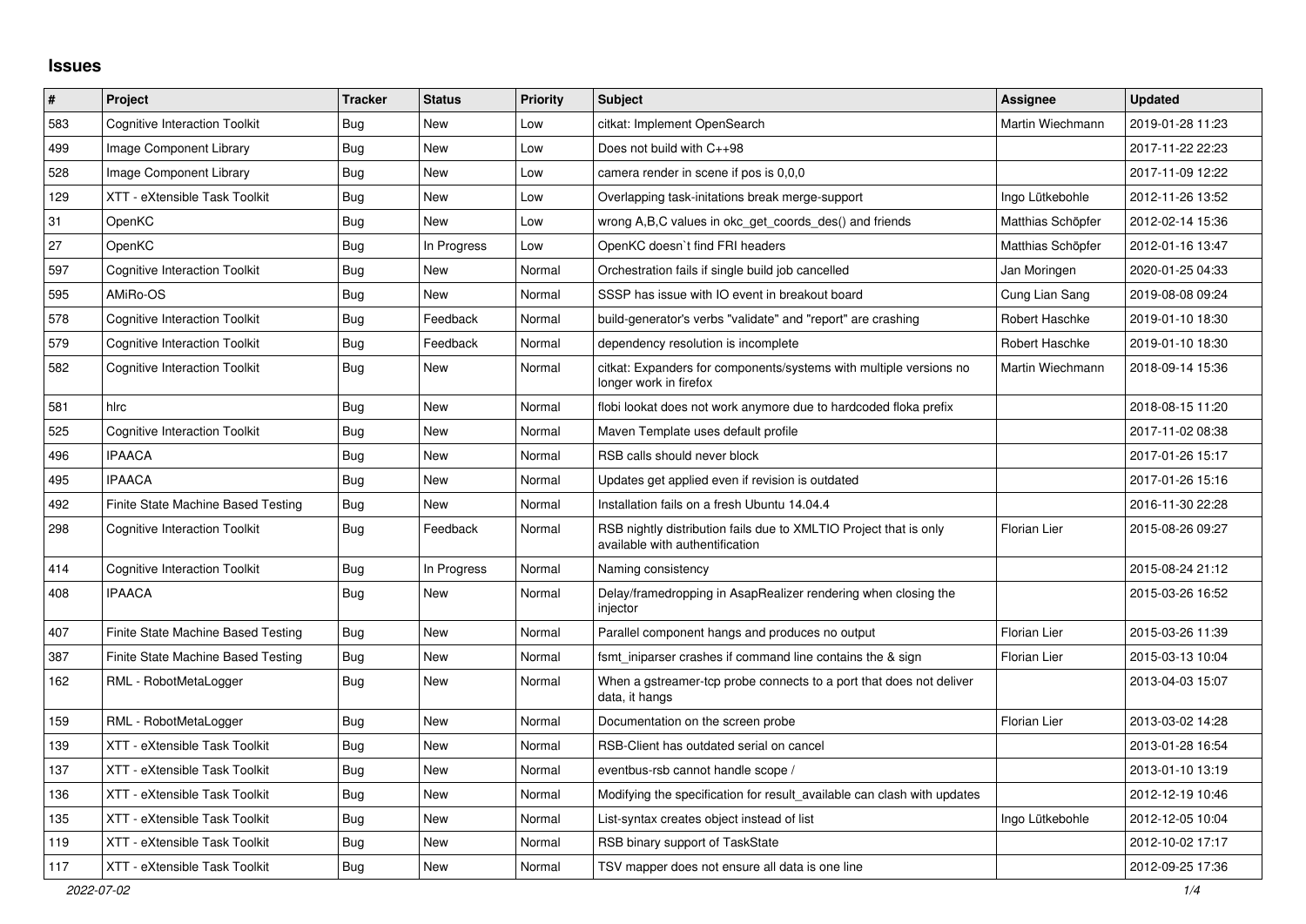## Issues

| # | Project | Tracker | Status | Priority | Subject | Assignee | Updated |
|---|---|---|---|---|---|---|---|
| 583 | Cognitive Interaction Toolkit | Bug | New | Low | citkat: Implement OpenSearch | Martin Wiechmann | 2019-01-28 11:23 |
| 499 | Image Component Library | Bug | New | Low | Does not build with C++98 | | 2017-11-22 22:23 |
| 528 | Image Component Library | Bug | New | Low | camera render in scene if pos is 0,0,0 | | 2017-11-09 12:22 |
| 129 | XTT - eXtensible Task Toolkit | Bug | New | Low | Overlapping task-initations break merge-support | Ingo Lütkebohle | 2012-11-26 13:52 |
| 31 | OpenKC | Bug | New | Low | wrong A,B,C values in okc_get_coords_des() and friends | Matthias Schöpfer | 2012-02-14 15:36 |
| 27 | OpenKC | Bug | In Progress | Low | OpenKC doesn`t find FRI headers | Matthias Schöpfer | 2012-01-16 13:47 |
| 597 | Cognitive Interaction Toolkit | Bug | New | Normal | Orchestration fails if single build job cancelled | Jan Moringen | 2020-01-25 04:33 |
| 595 | AMiRo-OS | Bug | New | Normal | SSSP has issue with IO event in breakout board | Cung Lian Sang | 2019-08-08 09:24 |
| 578 | Cognitive Interaction Toolkit | Bug | Feedback | Normal | build-generator's verbs "validate" and "report" are crashing | Robert Haschke | 2019-01-10 18:30 |
| 579 | Cognitive Interaction Toolkit | Bug | Feedback | Normal | dependency resolution is incomplete | Robert Haschke | 2019-01-10 18:30 |
| 582 | Cognitive Interaction Toolkit | Bug | New | Normal | citkat: Expanders for components/systems with multiple versions no longer work in firefox | Martin Wiechmann | 2018-09-14 15:36 |
| 581 | hlrc | Bug | New | Normal | flobi lookat does not work anymore due to hardcoded floka prefix | | 2018-08-15 11:20 |
| 525 | Cognitive Interaction Toolkit | Bug | New | Normal | Maven Template uses default profile | | 2017-11-02 08:38 |
| 496 | IPAACA | Bug | New | Normal | RSB calls should never block | | 2017-01-26 15:17 |
| 495 | IPAACA | Bug | New | Normal | Updates get applied even if revision is outdated | | 2017-01-26 15:16 |
| 492 | Finite State Machine Based Testing | Bug | New | Normal | Installation fails on a fresh Ubuntu 14.04.4 | | 2016-11-30 22:28 |
| 298 | Cognitive Interaction Toolkit | Bug | Feedback | Normal | RSB nightly distribution fails due to XMLTIO Project that is only available with authentification | Florian Lier | 2015-08-26 09:27 |
| 414 | Cognitive Interaction Toolkit | Bug | In Progress | Normal | Naming consistency | | 2015-08-24 21:12 |
| 408 | IPAACA | Bug | New | Normal | Delay/framedropping in AsapRealizer rendering when closing the injector | | 2015-03-26 16:52 |
| 407 | Finite State Machine Based Testing | Bug | New | Normal | Parallel component hangs and produces no output | Florian Lier | 2015-03-26 11:39 |
| 387 | Finite State Machine Based Testing | Bug | New | Normal | fsmt_iniparser crashes if command line contains the & sign | Florian Lier | 2015-03-13 10:04 |
| 162 | RML - RobotMetaLogger | Bug | New | Normal | When a gstreamer-tcp probe connects to a port that does not deliver data, it hangs | | 2013-04-03 15:07 |
| 159 | RML - RobotMetaLogger | Bug | New | Normal | Documentation on the screen probe | Florian Lier | 2013-03-02 14:28 |
| 139 | XTT - eXtensible Task Toolkit | Bug | New | Normal | RSB-Client has outdated serial on cancel | | 2013-01-28 16:54 |
| 137 | XTT - eXtensible Task Toolkit | Bug | New | Normal | eventbus-rsb cannot handle scope / | | 2013-01-10 13:19 |
| 136 | XTT - eXtensible Task Toolkit | Bug | New | Normal | Modifying the specification for result_available can clash with updates | | 2012-12-19 10:46 |
| 135 | XTT - eXtensible Task Toolkit | Bug | New | Normal | List-syntax creates object instead of list | Ingo Lütkebohle | 2012-12-05 10:04 |
| 119 | XTT - eXtensible Task Toolkit | Bug | New | Normal | RSB binary support of TaskState | | 2012-10-02 17:17 |
| 117 | XTT - eXtensible Task Toolkit | Bug | New | Normal | TSV mapper does not ensure all data is one line | | 2012-09-25 17:36 |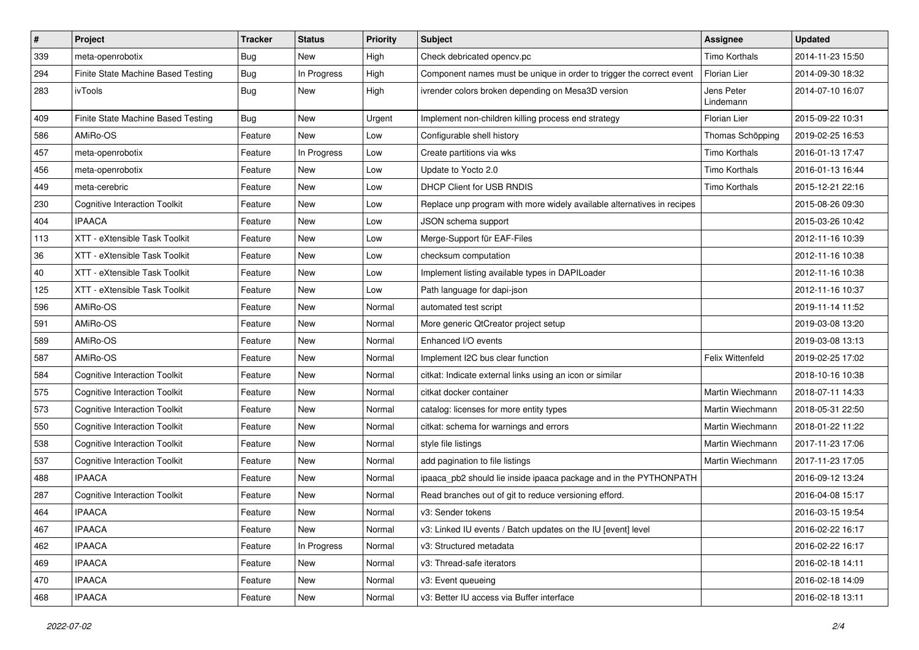| # | Project | Tracker | Status | Priority | Subject | Assignee | Updated |
|---|---|---|---|---|---|---|---|
| 339 | meta-openrobotix | Bug | New | High | Check debricated opencv.pc | Timo Korthals | 2014-11-23 15:50 |
| 294 | Finite State Machine Based Testing | Bug | In Progress | High | Component names must be unique in order to trigger the correct event | Florian Lier | 2014-09-30 18:32 |
| 283 | ivTools | Bug | New | High | ivrender colors broken depending on Mesa3D version | Jens Peter Lindemann | 2014-07-10 16:07 |
| 409 | Finite State Machine Based Testing | Bug | New | Urgent | Implement non-children killing process end strategy | Florian Lier | 2015-09-22 10:31 |
| 586 | AMiRo-OS | Feature | New | Low | Configurable shell history | Thomas Schöpping | 2019-02-25 16:53 |
| 457 | meta-openrobotix | Feature | In Progress | Low | Create partitions via wks | Timo Korthals | 2016-01-13 17:47 |
| 456 | meta-openrobotix | Feature | New | Low | Update to Yocto 2.0 | Timo Korthals | 2016-01-13 16:44 |
| 449 | meta-cerebric | Feature | New | Low | DHCP Client for USB RNDIS | Timo Korthals | 2015-12-21 22:16 |
| 230 | Cognitive Interaction Toolkit | Feature | New | Low | Replace unp program with more widely available alternatives in recipes | | 2015-08-26 09:30 |
| 404 | IPAACA | Feature | New | Low | JSON schema support | | 2015-03-26 10:42 |
| 113 | XTT - eXtensible Task Toolkit | Feature | New | Low | Merge-Support für EAF-Files | | 2012-11-16 10:39 |
| 36 | XTT - eXtensible Task Toolkit | Feature | New | Low | checksum computation | | 2012-11-16 10:38 |
| 40 | XTT - eXtensible Task Toolkit | Feature | New | Low | Implement listing available types in DAPILoader | | 2012-11-16 10:38 |
| 125 | XTT - eXtensible Task Toolkit | Feature | New | Low | Path language for dapi-json | | 2012-11-16 10:37 |
| 596 | AMiRo-OS | Feature | New | Normal | automated test script | | 2019-11-14 11:52 |
| 591 | AMiRo-OS | Feature | New | Normal | More generic QtCreator project setup | | 2019-03-08 13:20 |
| 589 | AMiRo-OS | Feature | New | Normal | Enhanced I/O events | | 2019-03-08 13:13 |
| 587 | AMiRo-OS | Feature | New | Normal | Implement I2C bus clear function | Felix Wittenfeld | 2019-02-25 17:02 |
| 584 | Cognitive Interaction Toolkit | Feature | New | Normal | citkat: Indicate external links using an icon or similar | | 2018-10-16 10:38 |
| 575 | Cognitive Interaction Toolkit | Feature | New | Normal | citkat docker container | Martin Wiechmann | 2018-07-11 14:33 |
| 573 | Cognitive Interaction Toolkit | Feature | New | Normal | catalog: licenses for more entity types | Martin Wiechmann | 2018-05-31 22:50 |
| 550 | Cognitive Interaction Toolkit | Feature | New | Normal | citkat: schema for warnings and errors | Martin Wiechmann | 2018-01-22 11:22 |
| 538 | Cognitive Interaction Toolkit | Feature | New | Normal | style file listings | Martin Wiechmann | 2017-11-23 17:06 |
| 537 | Cognitive Interaction Toolkit | Feature | New | Normal | add pagination to file listings | Martin Wiechmann | 2017-11-23 17:05 |
| 488 | IPAACA | Feature | New | Normal | ipaaca_pb2 should lie inside ipaaca package and in the PYTHONPATH | | 2016-09-12 13:24 |
| 287 | Cognitive Interaction Toolkit | Feature | New | Normal | Read branches out of git to reduce versioning efford. | | 2016-04-08 15:17 |
| 464 | IPAACA | Feature | New | Normal | v3: Sender tokens | | 2016-03-15 19:54 |
| 467 | IPAACA | Feature | New | Normal | v3: Linked IU events / Batch updates on the IU [event] level | | 2016-02-22 16:17 |
| 462 | IPAACA | Feature | In Progress | Normal | v3: Structured metadata | | 2016-02-22 16:17 |
| 469 | IPAACA | Feature | New | Normal | v3: Thread-safe iterators | | 2016-02-18 14:11 |
| 470 | IPAACA | Feature | New | Normal | v3: Event queueing | | 2016-02-18 14:09 |
| 468 | IPAACA | Feature | New | Normal | v3: Better IU access via Buffer interface | | 2016-02-18 13:11 |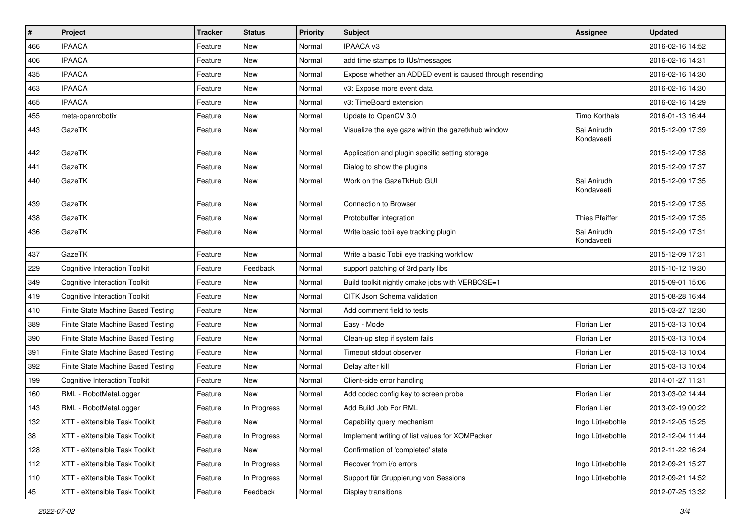| # | Project | Tracker | Status | Priority | Subject | Assignee | Updated |
|---|---|---|---|---|---|---|---|
| 466 | IPAACA | Feature | New | Normal | IPAACA v3 | | 2016-02-16 14:52 |
| 406 | IPAACA | Feature | New | Normal | add time stamps to IUs/messages | | 2016-02-16 14:31 |
| 435 | IPAACA | Feature | New | Normal | Expose whether an ADDED event is caused through resending | | 2016-02-16 14:30 |
| 463 | IPAACA | Feature | New | Normal | v3: Expose more event data | | 2016-02-16 14:30 |
| 465 | IPAACA | Feature | New | Normal | v3: TimeBoard extension | | 2016-02-16 14:29 |
| 455 | meta-openrobotix | Feature | New | Normal | Update to OpenCV 3.0 | Timo Korthals | 2016-01-13 16:44 |
| 443 | GazeTK | Feature | New | Normal | Visualize the eye gaze within the gazetkhub window | Sai Anirudh Kondaveeti | 2015-12-09 17:39 |
| 442 | GazeTK | Feature | New | Normal | Application and plugin specific setting storage | | 2015-12-09 17:38 |
| 441 | GazeTK | Feature | New | Normal | Dialog to show the plugins | | 2015-12-09 17:37 |
| 440 | GazeTK | Feature | New | Normal | Work on the GazeTkHub GUI | Sai Anirudh Kondaveeti | 2015-12-09 17:35 |
| 439 | GazeTK | Feature | New | Normal | Connection to Browser | | 2015-12-09 17:35 |
| 438 | GazeTK | Feature | New | Normal | Protobuffer integration | Thies Pfeiffer | 2015-12-09 17:35 |
| 436 | GazeTK | Feature | New | Normal | Write basic tobii eye tracking plugin | Sai Anirudh Kondaveeti | 2015-12-09 17:31 |
| 437 | GazeTK | Feature | New | Normal | Write a basic Tobii eye tracking workflow | | 2015-12-09 17:31 |
| 229 | Cognitive Interaction Toolkit | Feature | Feedback | Normal | support patching of 3rd party libs | | 2015-10-12 19:30 |
| 349 | Cognitive Interaction Toolkit | Feature | New | Normal | Build toolkit nightly cmake jobs with VERBOSE=1 | | 2015-09-01 15:06 |
| 419 | Cognitive Interaction Toolkit | Feature | New | Normal | CITK Json Schema validation | | 2015-08-28 16:44 |
| 410 | Finite State Machine Based Testing | Feature | New | Normal | Add comment field to tests | | 2015-03-27 12:30 |
| 389 | Finite State Machine Based Testing | Feature | New | Normal | Easy - Mode | Florian Lier | 2015-03-13 10:04 |
| 390 | Finite State Machine Based Testing | Feature | New | Normal | Clean-up step if system fails | Florian Lier | 2015-03-13 10:04 |
| 391 | Finite State Machine Based Testing | Feature | New | Normal | Timeout stdout observer | Florian Lier | 2015-03-13 10:04 |
| 392 | Finite State Machine Based Testing | Feature | New | Normal | Delay after kill | Florian Lier | 2015-03-13 10:04 |
| 199 | Cognitive Interaction Toolkit | Feature | New | Normal | Client-side error handling | | 2014-01-27 11:31 |
| 160 | RML - RobotMetaLogger | Feature | New | Normal | Add codec config key to screen probe | Florian Lier | 2013-03-02 14:44 |
| 143 | RML - RobotMetaLogger | Feature | In Progress | Normal | Add Build Job For RML | Florian Lier | 2013-02-19 00:22 |
| 132 | XTT - eXtensible Task Toolkit | Feature | New | Normal | Capability query mechanism | Ingo Lütkebohle | 2012-12-05 15:25 |
| 38 | XTT - eXtensible Task Toolkit | Feature | In Progress | Normal | Implement writing of list values for XOMPacker | Ingo Lütkebohle | 2012-12-04 11:44 |
| 128 | XTT - eXtensible Task Toolkit | Feature | New | Normal | Confirmation of 'completed' state | | 2012-11-22 16:24 |
| 112 | XTT - eXtensible Task Toolkit | Feature | In Progress | Normal | Recover from i/o errors | Ingo Lütkebohle | 2012-09-21 15:27 |
| 110 | XTT - eXtensible Task Toolkit | Feature | In Progress | Normal | Support für Gruppierung von Sessions | Ingo Lütkebohle | 2012-09-21 14:52 |
| 45 | XTT - eXtensible Task Toolkit | Feature | Feedback | Normal | Display transitions | | 2012-07-25 13:32 |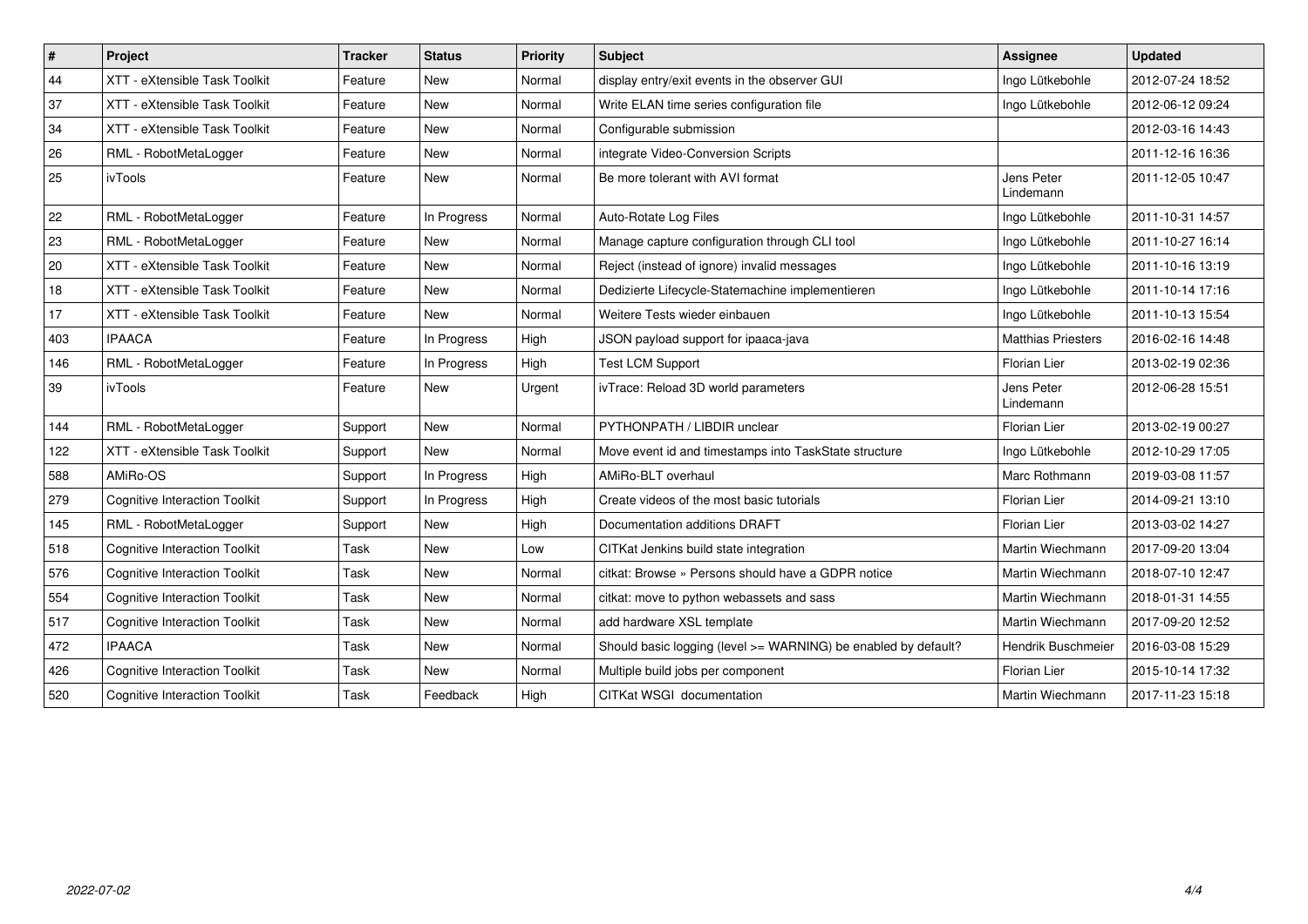| # | Project | Tracker | Status | Priority | Subject | Assignee | Updated |
|---|---|---|---|---|---|---|---|
| 44 | XTT - eXtensible Task Toolkit | Feature | New | Normal | display entry/exit events in the observer GUI | Ingo Lütkebohle | 2012-07-24 18:52 |
| 37 | XTT - eXtensible Task Toolkit | Feature | New | Normal | Write ELAN time series configuration file | Ingo Lütkebohle | 2012-06-12 09:24 |
| 34 | XTT - eXtensible Task Toolkit | Feature | New | Normal | Configurable submission | | 2012-03-16 14:43 |
| 26 | RML - RobotMetaLogger | Feature | New | Normal | integrate Video-Conversion Scripts | | 2011-12-16 16:36 |
| 25 | ivTools | Feature | New | Normal | Be more tolerant with AVI format | Jens Peter Lindemann | 2011-12-05 10:47 |
| 22 | RML - RobotMetaLogger | Feature | In Progress | Normal | Auto-Rotate Log Files | Ingo Lütkebohle | 2011-10-31 14:57 |
| 23 | RML - RobotMetaLogger | Feature | New | Normal | Manage capture configuration through CLI tool | Ingo Lütkebohle | 2011-10-27 16:14 |
| 20 | XTT - eXtensible Task Toolkit | Feature | New | Normal | Reject (instead of ignore) invalid messages | Ingo Lütkebohle | 2011-10-16 13:19 |
| 18 | XTT - eXtensible Task Toolkit | Feature | New | Normal | Dedizierte Lifecycle-Statemachine implementieren | Ingo Lütkebohle | 2011-10-14 17:16 |
| 17 | XTT - eXtensible Task Toolkit | Feature | New | Normal | Weitere Tests wieder einbauen | Ingo Lütkebohle | 2011-10-13 15:54 |
| 403 | IPAACA | Feature | In Progress | High | JSON payload support for ipaaca-java | Matthias Priesters | 2016-02-16 14:48 |
| 146 | RML - RobotMetaLogger | Feature | In Progress | High | Test LCM Support | Florian Lier | 2013-02-19 02:36 |
| 39 | ivTools | Feature | New | Urgent | ivTrace: Reload 3D world parameters | Jens Peter Lindemann | 2012-06-28 15:51 |
| 144 | RML - RobotMetaLogger | Support | New | Normal | PYTHONPATH / LIBDIR unclear | Florian Lier | 2013-02-19 00:27 |
| 122 | XTT - eXtensible Task Toolkit | Support | New | Normal | Move event id and timestamps into TaskState structure | Ingo Lütkebohle | 2012-10-29 17:05 |
| 588 | AMiRo-OS | Support | In Progress | High | AMiRo-BLT overhaul | Marc Rothmann | 2019-03-08 11:57 |
| 279 | Cognitive Interaction Toolkit | Support | In Progress | High | Create videos of the most basic tutorials | Florian Lier | 2014-09-21 13:10 |
| 145 | RML - RobotMetaLogger | Support | New | High | Documentation additions DRAFT | Florian Lier | 2013-03-02 14:27 |
| 518 | Cognitive Interaction Toolkit | Task | New | Low | CITKat Jenkins build state integration | Martin Wiechmann | 2017-09-20 13:04 |
| 576 | Cognitive Interaction Toolkit | Task | New | Normal | citkat: Browse » Persons should have a GDPR notice | Martin Wiechmann | 2018-07-10 12:47 |
| 554 | Cognitive Interaction Toolkit | Task | New | Normal | citkat: move to python webassets and sass | Martin Wiechmann | 2018-01-31 14:55 |
| 517 | Cognitive Interaction Toolkit | Task | New | Normal | add hardware XSL template | Martin Wiechmann | 2017-09-20 12:52 |
| 472 | IPAACA | Task | New | Normal | Should basic logging (level >= WARNING) be enabled by default? | Hendrik Buschmeier | 2016-03-08 15:29 |
| 426 | Cognitive Interaction Toolkit | Task | New | Normal | Multiple build jobs per component | Florian Lier | 2015-10-14 17:32 |
| 520 | Cognitive Interaction Toolkit | Task | Feedback | High | CITKat WSGI documentation | Martin Wiechmann | 2017-11-23 15:18 |

*2022-07-02*